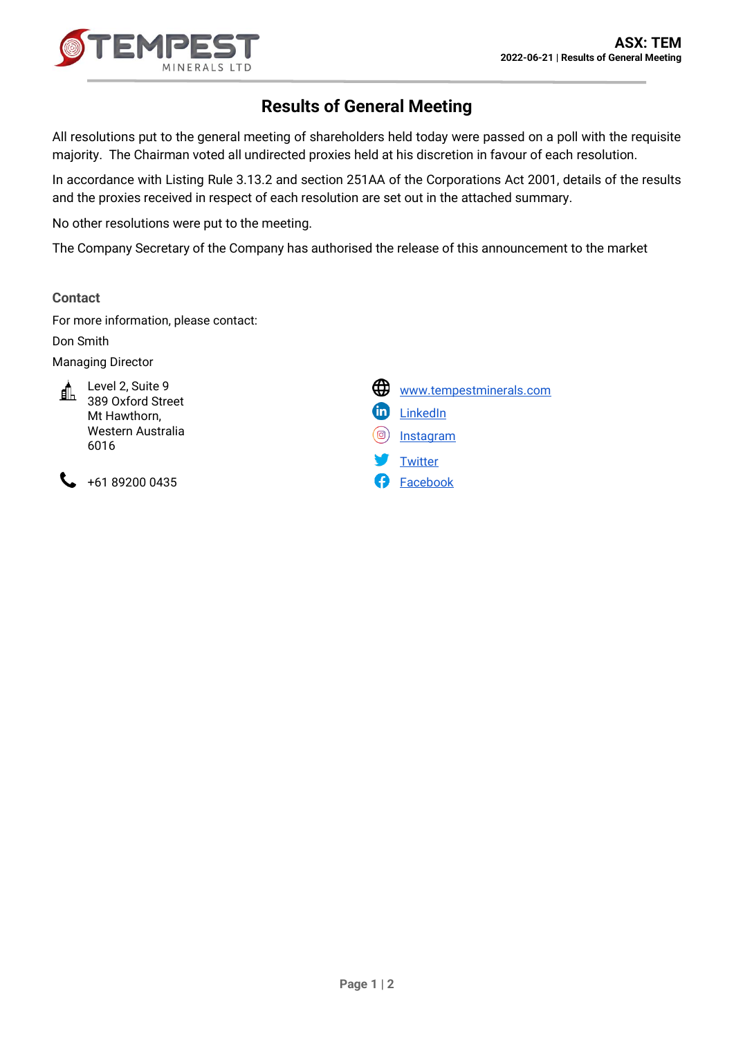# Results of General Meeting

All resolutions put to the general meeting of shareholders held today were passed on a poll with the requisite majority. The Chairman voted all undirected proxies held at his discretion in favour of each resolution.

In accordance with Listing Rule 3.13.2 and section 251AA of the Corporations Act 2001, details of the results and the proxies received in respect of each resolution are set out in the attached summary.

No other resolutions were put to the meeting.

The Company Secretary of the Company has authorised the release of this announcement to the market

## Contact

For more information, please contact:

Don Smith

Managing Director

Level 2, Suite 9
389 Oxford Street
Mt Hawthorn,
Western Australia
6016

+61 89200 0435

www.tempestminerals.com

LinkedIn

Instagram

Twitter

Facebook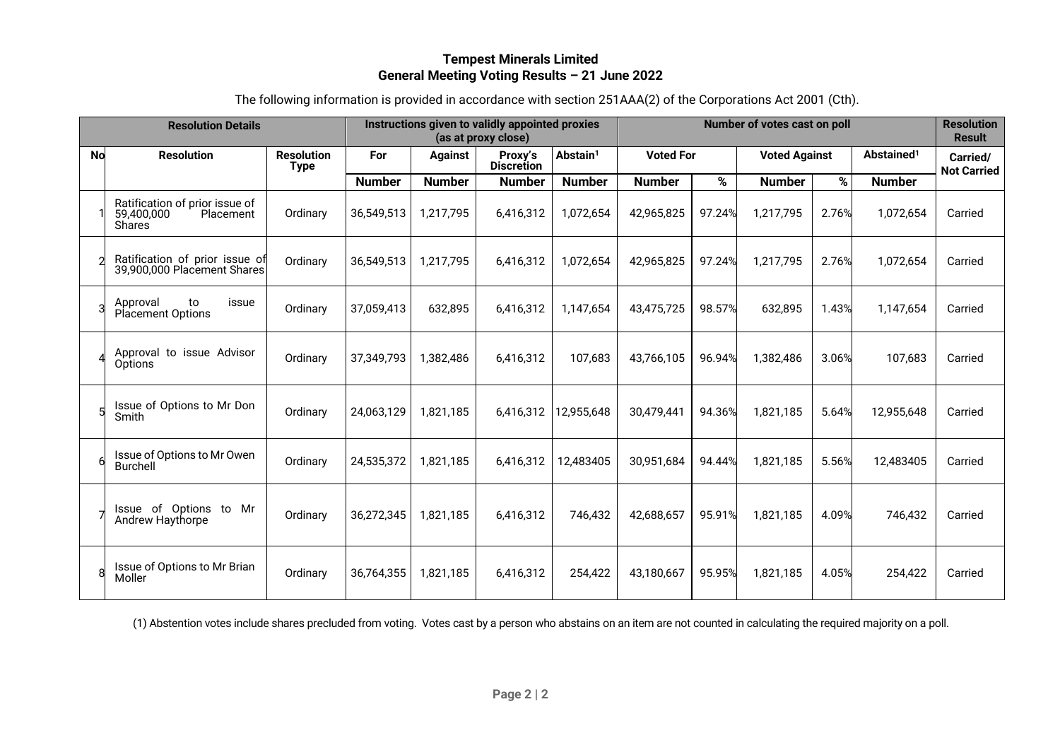**Tempest Minerals Limited**
**General Meeting Voting Results – 21 June 2022**

The following information is provided in accordance with section 251AAA(2) of the Corporations Act 2001 (Cth).

| Resolution Details | | | Instructions given to validly appointed proxies (as at proxy close) | | | | Number of votes cast on poll | | | | | Resolution Result |
|---|---|---|---|---|---|---|---|---|---|---|---|---|
| No | Resolution | Resolution Type | For | Against | Proxy's Discretion | Abstain[1] | Voted For | | Voted Against | | Abstained[1] | Carried/ Not Carried |
| | | | Number | Number | Number | Number | Number | % | Number | % | Number | |
| 1 | Ratification of prior issue of 59,400,000 Placement Shares | Ordinary | 36,549,513 | 1,217,795 | 6,416,312 | 1,072,654 | 42,965,825 | 97.24% | 1,217,795 | 2.76% | 1,072,654 | Carried |
| 2 | Ratification of prior issue of 39,900,000 Placement Shares | Ordinary | 36,549,513 | 1,217,795 | 6,416,312 | 1,072,654 | 42,965,825 | 97.24% | 1,217,795 | 2.76% | 1,072,654 | Carried |
| 3 | Approval to issue Placement Options | Ordinary | 37,059,413 | 632,895 | 6,416,312 | 1,147,654 | 43,475,725 | 98.57% | 632,895 | 1.43% | 1,147,654 | Carried |
| 4 | Approval to issue Advisor Options | Ordinary | 37,349,793 | 1,382,486 | 6,416,312 | 107,683 | 43,766,105 | 96.94% | 1,382,486 | 3.06% | 107,683 | Carried |
| 5 | Issue of Options to Mr Don Smith | Ordinary | 24,063,129 | 1,821,185 | 6,416,312 | 12,955,648 | 30,479,441 | 94.36% | 1,821,185 | 5.64% | 12,955,648 | Carried |
| 6 | Issue of Options to Mr Owen Burchell | Ordinary | 24,535,372 | 1,821,185 | 6,416,312 | 12,483405 | 30,951,684 | 94.44% | 1,821,185 | 5.56% | 12,483405 | Carried |
| 7 | Issue of Options to Mr Andrew Haythorpe | Ordinary | 36,272,345 | 1,821,185 | 6,416,312 | 746,432 | 42,688,657 | 95.91% | 1,821,185 | 4.09% | 746,432 | Carried |
| 8 | Issue of Options to Mr Brian Moller | Ordinary | 36,764,355 | 1,821,185 | 6,416,312 | 254,422 | 43,180,667 | 95.95% | 1,821,185 | 4.05% | 254,422 | Carried |

(1) Abstention votes include shares precluded from voting. Votes cast by a person who abstains on an item are not counted in calculating the required majority on a poll.